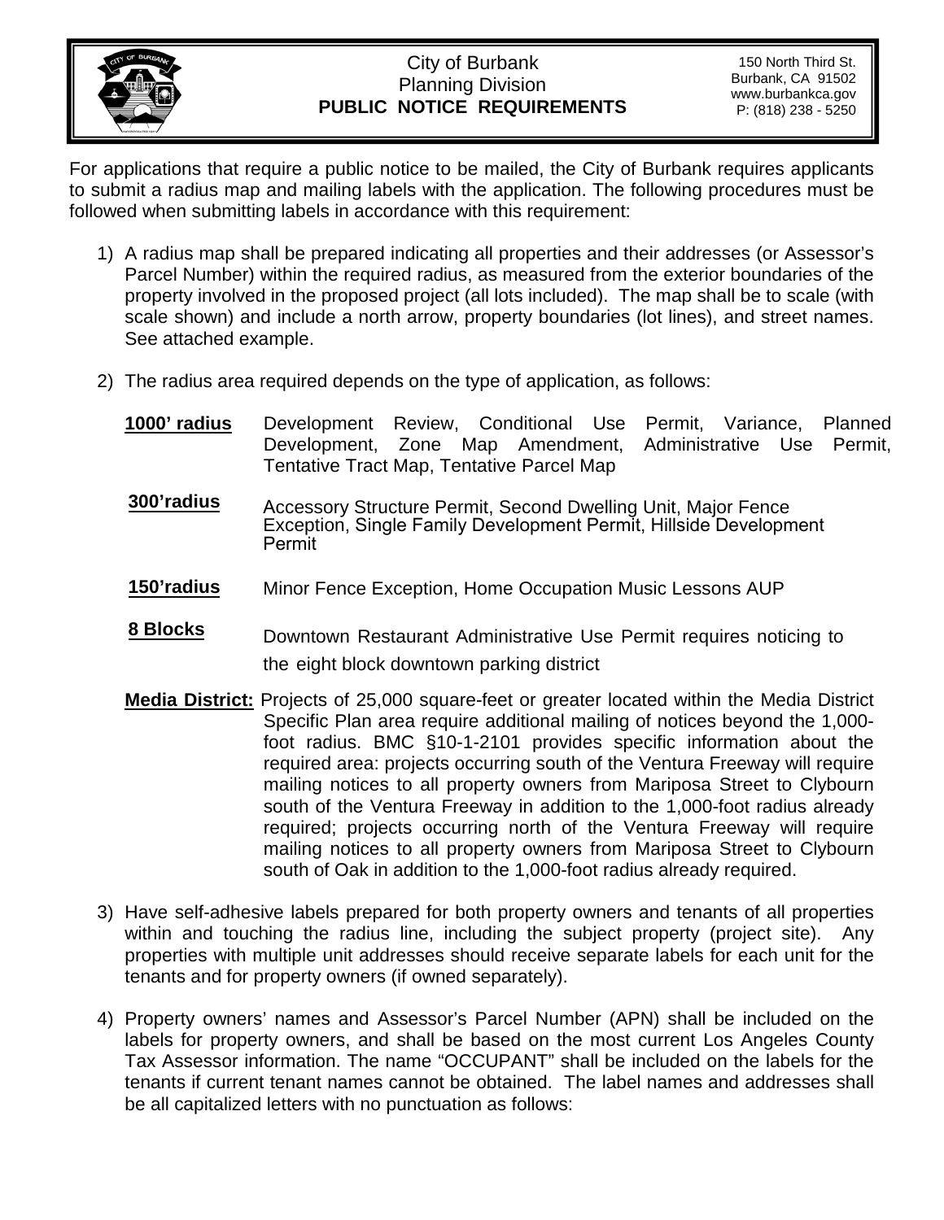# City of Burbank
## Planning Division
## PUBLIC NOTICE REQUIREMENTS

150 North Third St.
Burbank, CA 91502
www.burbankca.gov
P: (818) 238 - 5250

For applications that require a public notice to be mailed, the City of Burbank requires applicants to submit a radius map and mailing labels with the application. The following procedures must be followed when submitting labels in accordance with this requirement:

1) A radius map shall be prepared indicating all properties and their addresses (or Assessor's Parcel Number) within the required radius, as measured from the exterior boundaries of the property involved in the proposed project (all lots included). The map shall be to scale (with scale shown) and include a north arrow, property boundaries (lot lines), and street names. See attached example.

2) The radius area required depends on the type of application, as follows:

   **1000' radius** Development Review, Conditional Use Permit, Variance, Planned Development, Zone Map Amendment, Administrative Use Permit, Tentative Tract Map, Tentative Parcel Map

   **300'radius** Accessory Structure Permit, Second Dwelling Unit, Major Fence Exception, Single Family Development Permit, Hillside Development Permit

   **150'radius** Minor Fence Exception, Home Occupation Music Lessons AUP

   **8 Blocks** Downtown Restaurant Administrative Use Permit requires noticing to the eight block downtown parking district

   **Media District:** Projects of 25,000 square-feet or greater located within the Media District Specific Plan area require additional mailing of notices beyond the 1,000-foot radius. BMC §10-1-2101 provides specific information about the required area: projects occurring south of the Ventura Freeway will require mailing notices to all property owners from Mariposa Street to Clybourn south of the Ventura Freeway in addition to the 1,000-foot radius already required; projects occurring north of the Ventura Freeway will require mailing notices to all property owners from Mariposa Street to Clybourn south of Oak in addition to the 1,000-foot radius already required.

3) Have self-adhesive labels prepared for both property owners and tenants of all properties within and touching the radius line, including the subject property (project site). Any properties with multiple unit addresses should receive separate labels for each unit for the tenants and for property owners (if owned separately).

4) Property owners' names and Assessor's Parcel Number (APN) shall be included on the labels for property owners, and shall be based on the most current Los Angeles County Tax Assessor information. The name "OCCUPANT" shall be included on the labels for the tenants if current tenant names cannot be obtained. The label names and addresses shall be all capitalized letters with no punctuation as follows: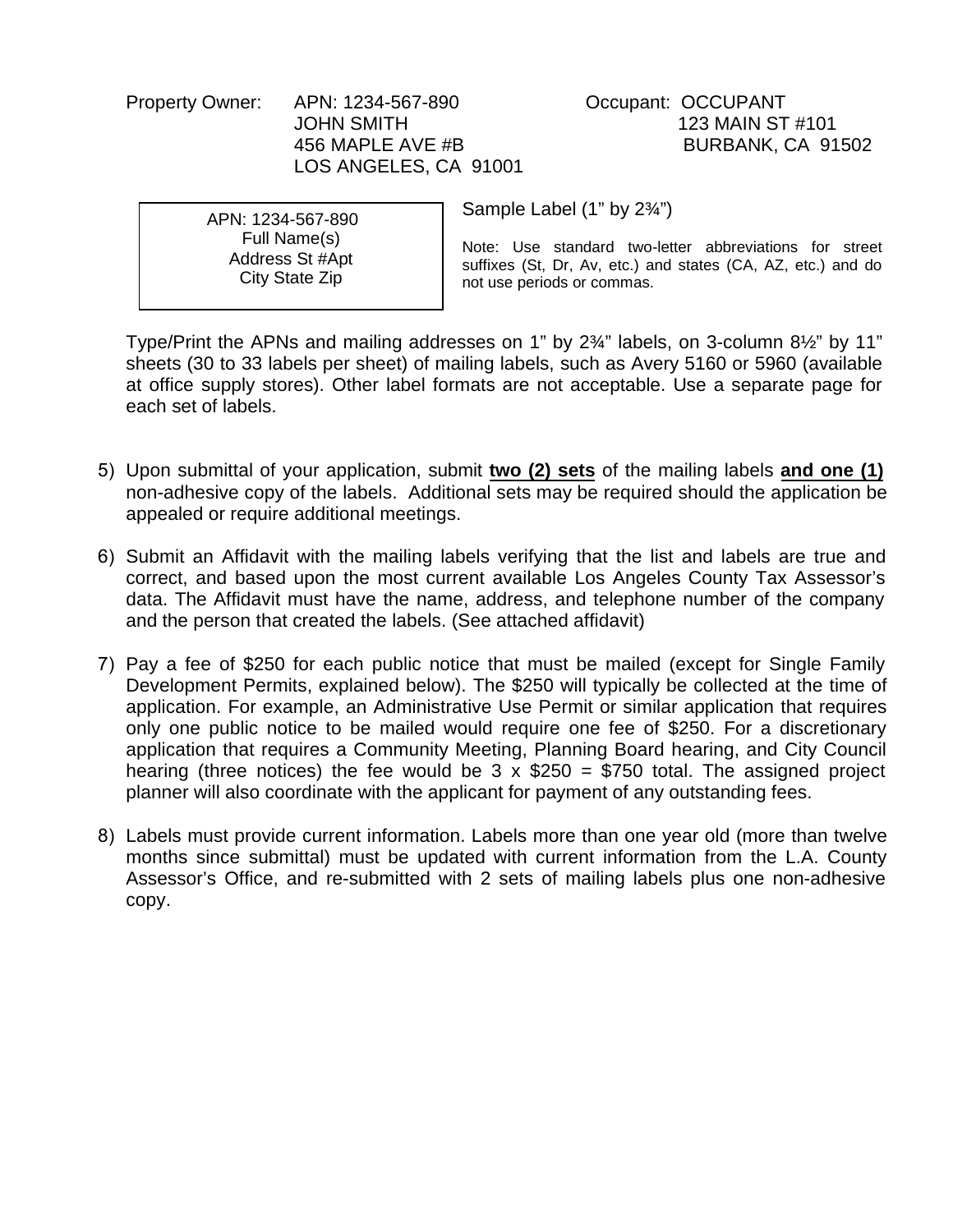Property Owner: APN: 1234-567-890
JOHN SMITH
456 MAPLE AVE #B
LOS ANGELES, CA 91001

Occupant: OCCUPANT
123 MAIN ST #101
BURBANK, CA 91502

| APN: 1234-567-890<br>Full Name(s)<br>Address St #Apt<br>City State Zip |
|---|

Sample Label (1" by 2¾")

Note: Use standard two-letter abbreviations for street suffixes (St, Dr, Av, etc.) and states (CA, AZ, etc.) and do not use periods or commas.

Type/Print the APNs and mailing addresses on 1" by 2¾" labels, on 3-column 8½" by 11" sheets (30 to 33 labels per sheet) of mailing labels, such as Avery 5160 or 5960 (available at office supply stores). Other label formats are not acceptable. Use a separate page for each set of labels.

5) Upon submittal of your application, submit **two (2) sets** of the mailing labels **and one (1)** non-adhesive copy of the labels. Additional sets may be required should the application be appealed or require additional meetings.

6) Submit an Affidavit with the mailing labels verifying that the list and labels are true and correct, and based upon the most current available Los Angeles County Tax Assessor's data. The Affidavit must have the name, address, and telephone number of the company and the person that created the labels. (See attached affidavit)

7) Pay a fee of $250 for each public notice that must be mailed (except for Single Family Development Permits, explained below). The $250 will typically be collected at the time of application. For example, an Administrative Use Permit or similar application that requires only one public notice to be mailed would require one fee of $250. For a discretionary application that requires a Community Meeting, Planning Board hearing, and City Council hearing (three notices) the fee would be 3 x $250 = $750 total. The assigned project planner will also coordinate with the applicant for payment of any outstanding fees.

8) Labels must provide current information. Labels more than one year old (more than twelve months since submittal) must be updated with current information from the L.A. County Assessor's Office, and re-submitted with 2 sets of mailing labels plus one non-adhesive copy.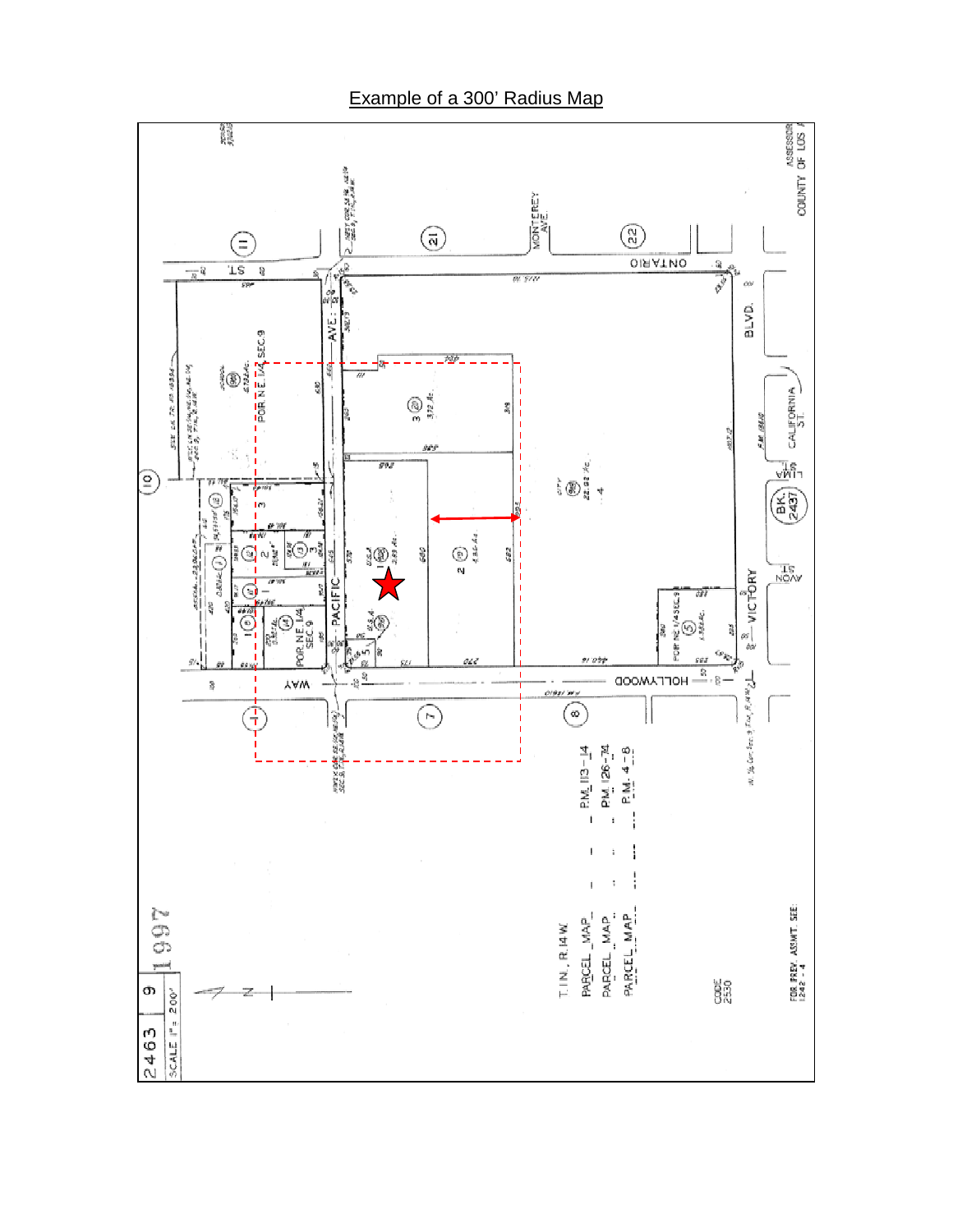Example of a 300' Radius Map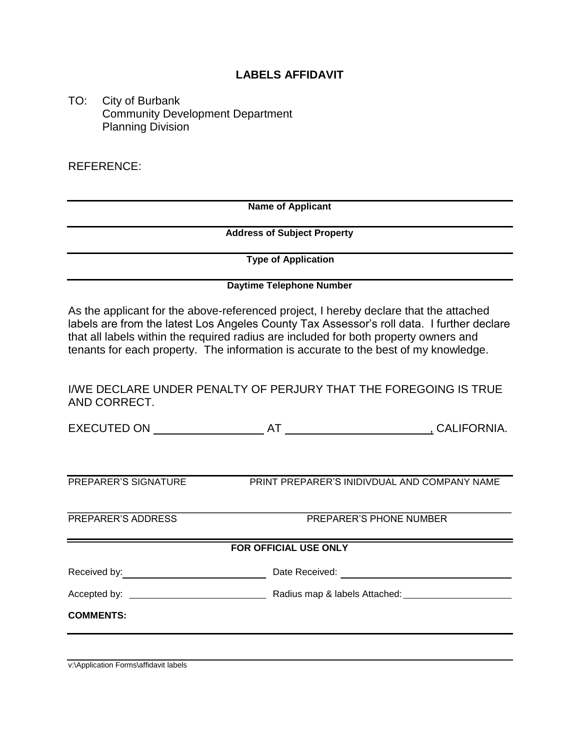# LABELS AFFIDAVIT

TO: City of Burbank
Community Development Department
Planning Division

REFERENCE:

______________________________________________
**Name of Applicant**

______________________________________________
**Address of Subject Property**

______________________________________________
**Type of Application**

______________________________________________
**Daytime Telephone Number**

As the applicant for the above-referenced project, I hereby declare that the attached labels are from the latest Los Angeles County Tax Assessor's roll data. I further declare that all labels within the required radius are included for both property owners and tenants for each property. The information is accurate to the best of my knowledge.

I/WE DECLARE UNDER PENALTY OF PERJURY THAT THE FOREGOING IS TRUE AND CORRECT.

EXECUTED ON ________________ AT ______________________, CALIFORNIA.

______________________ ______________________________________
PREPARER'S SIGNATURE PRINT PREPARER'S INIDIVDUAL AND COMPANY NAME

______________________ ______________________________________
PREPARER'S ADDRESS PREPARER'S PHONE NUMBER

**FOR OFFICIAL USE ONLY**

Received by: ______________________ Date Received: ______________________

Accepted by: ______________________ Radius map & labels Attached: ______________________

**COMMENTS:**

______________________________________________

v:\Application Forms\affidavit labels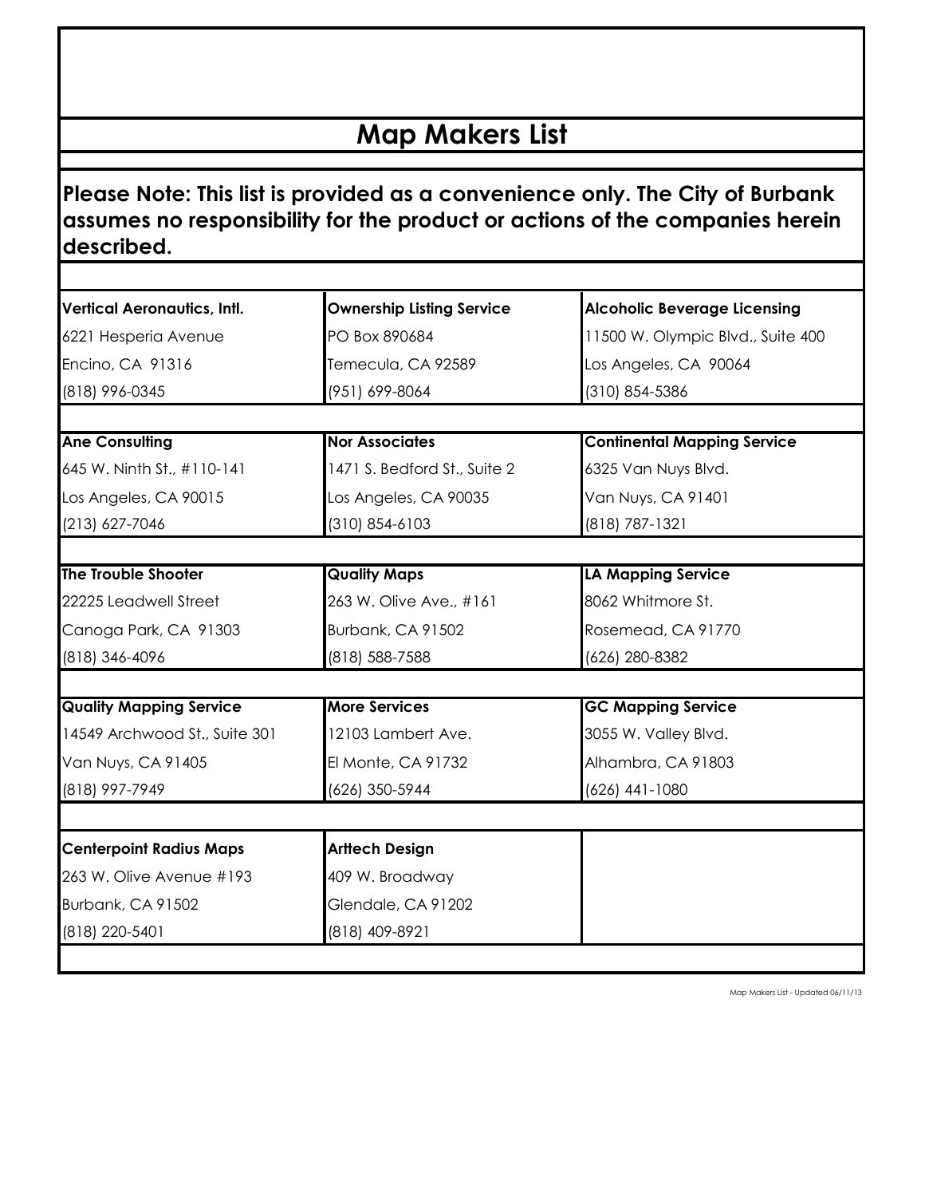# Map Makers List

**Please Note: This list is provided as a convenience only. The City of Burbank assumes no responsibility for the product or actions of the companies herein described.**

| | | |
|---|---|---|
| **Vertical Aeronautics, Intl.** | **Ownership Listing Service** | **Alcoholic Beverage Licensing** |
| 6221 Hesperia Avenue | PO Box 890684 | 11500 W. Olympic Blvd., Suite 400 |
| Encino, CA 91316 | Temecula, CA 92589 | Los Angeles, CA 90064 |
| (818) 996-0345 | (951) 699-8064 | (310) 854-5386 |
| **Ane Consulting** | **Nor Associates** | **Continental Mapping Service** |
| 645 W. Ninth St., #110-141 | 1471 S. Bedford St., Suite 2 | 6325 Van Nuys Blvd. |
| Los Angeles, CA 90015 | Los Angeles, CA 90035 | Van Nuys, CA 91401 |
| (213) 627-7046 | (310) 854-6103 | (818) 787-1321 |
| **The Trouble Shooter** | **Quality Maps** | **LA Mapping Service** |
| 22225 Leadwell Street | 263 W. Olive Ave., #161 | 8062 Whitmore St. |
| Canoga Park, CA 91303 | Burbank, CA 91502 | Rosemead, CA 91770 |
| (818) 346-4096 | (818) 588-7588 | (626) 280-8382 |
| **Quality Mapping Service** | **More Services** | **GC Mapping Service** |
| 14549 Archwood St., Suite 301 | 12103 Lambert Ave. | 3055 W. Valley Blvd. |
| Van Nuys, CA 91405 | El Monte, CA 91732 | Alhambra, CA 91803 |
| (818) 997-7949 | (626) 350-5944 | (626) 441-1080 |
| **Centerpoint Radius Maps** | **Arttech Design** | |
| 263 W. Olive Avenue #193 | 409 W. Broadway | |
| Burbank, CA 91502 | Glendale, CA 91202 | |
| (818) 220-5401 | (818) 409-8921 | |

Map Makers List - Updated 06/11/13